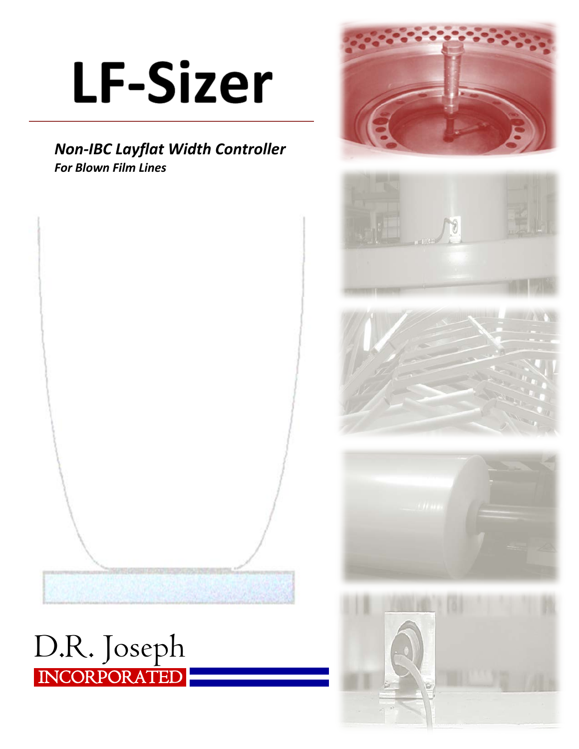# LF-Sizer

***Non-IBC Layflat Width Controller***
***For Blown Film Lines***

D.R. Joseph
INCORPORATED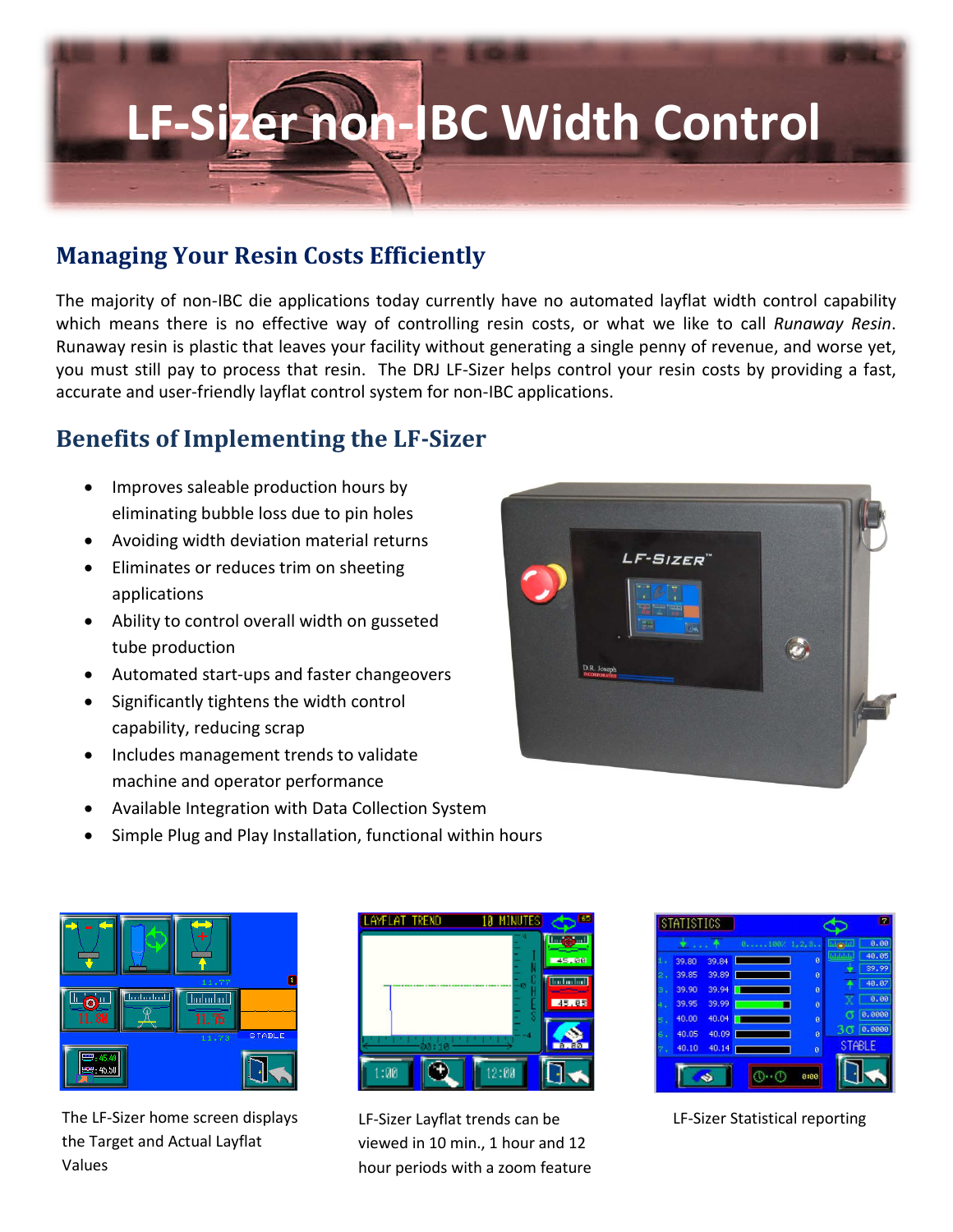# LF-Sizer non-IBC Width Control

## Managing Your Resin Costs Efficiently

The majority of non-IBC die applications today currently have no automated layflat width control capability which means there is no effective way of controlling resin costs, or what we like to call *Runaway Resin*. Runaway resin is plastic that leaves your facility without generating a single penny of revenue, and worse yet, you must still pay to process that resin. The DRJ LF-Sizer helps control your resin costs by providing a fast, accurate and user-friendly layflat control system for non-IBC applications.

## Benefits of Implementing the LF-Sizer

- Improves saleable production hours by eliminating bubble loss due to pin holes
- Avoiding width deviation material returns
- Eliminates or reduces trim on sheeting applications
- Ability to control overall width on gusseted tube production
- Automated start-ups and faster changeovers
- Significantly tightens the width control capability, reducing scrap
- Includes management trends to validate machine and operator performance
- Available Integration with Data Collection System
- Simple Plug and Play Installation, functional within hours

The LF-Sizer home screen displays the Target and Actual Layflat Values

LF-Sizer Layflat trends can be viewed in 10 min., 1 hour and 12 hour periods with a zoom feature

LF-Sizer Statistical reporting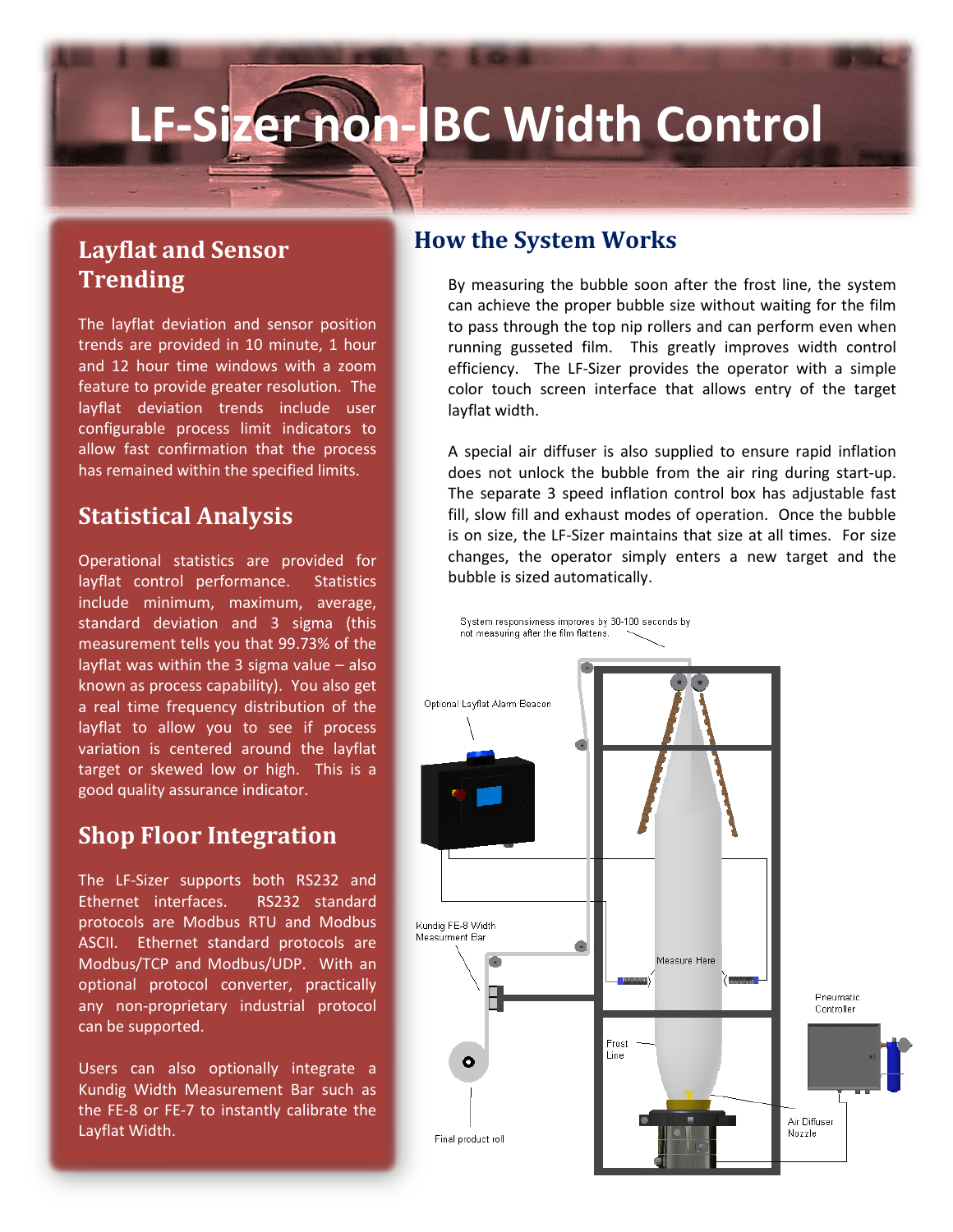# LF-Sizer non-IBC Width Control

## Layflat and Sensor Trending

The layflat deviation and sensor position trends are provided in 10 minute, 1 hour and 12 hour time windows with a zoom feature to provide greater resolution. The layflat deviation trends include user configurable process limit indicators to allow fast confirmation that the process has remained within the specified limits.

## Statistical Analysis

Operational statistics are provided for layflat control performance. Statistics include minimum, maximum, average, standard deviation and 3 sigma (this measurement tells you that 99.73% of the layflat was within the 3 sigma value – also known as process capability). You also get a real time frequency distribution of the layflat to allow you to see if process variation is centered around the layflat target or skewed low or high. This is a good quality assurance indicator.

## Shop Floor Integration

The LF-Sizer supports both RS232 and Ethernet interfaces. RS232 standard protocols are Modbus RTU and Modbus ASCII. Ethernet standard protocols are Modbus/TCP and Modbus/UDP. With an optional protocol converter, practically any non-proprietary industrial protocol can be supported.

Users can also optionally integrate a Kundig Width Measurement Bar such as the FE-8 or FE-7 to instantly calibrate the Layflat Width.

## How the System Works

By measuring the bubble soon after the frost line, the system can achieve the proper bubble size without waiting for the film to pass through the top nip rollers and can perform even when running gusseted film. This greatly improves width control efficiency. The LF-Sizer provides the operator with a simple color touch screen interface that allows entry of the target layflat width.

A special air diffuser is also supplied to ensure rapid inflation does not unlock the bubble from the air ring during start-up. The separate 3 speed inflation control box has adjustable fast fill, slow fill and exhaust modes of operation. Once the bubble is on size, the LF-Sizer maintains that size at all times. For size changes, the operator simply enters a new target and the bubble is sized automatically.

System responsiveness improves by 30-100 seconds by not measuring after the film flattens.

Optional Layflat Alarm Beacon

Kundig FE-8 Width Measurement Bar

Measure Here

Frost Line

Pneumatic Controller

Air Diffuser Nozzle

Final product roll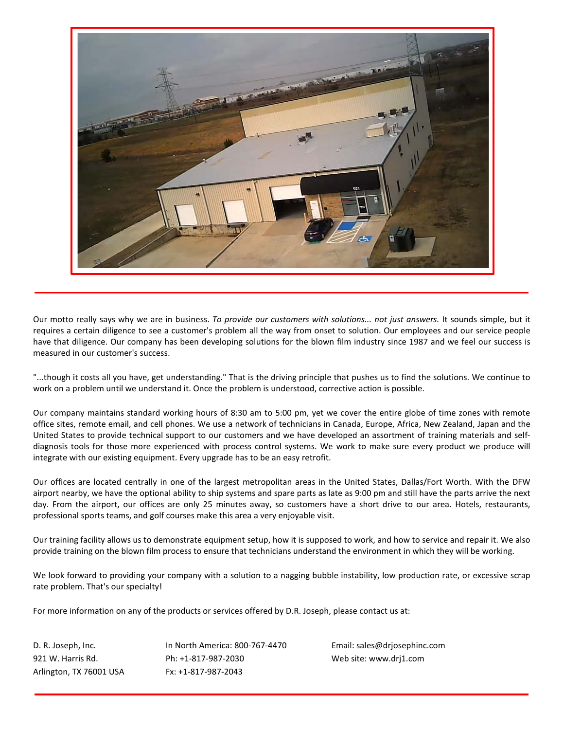Our motto really says why we are in business. *To provide our customers with solutions... not just answers.* It sounds simple, but it requires a certain diligence to see a customer's problem all the way from onset to solution. Our employees and our service people have that diligence. Our company has been developing solutions for the blown film industry since 1987 and we feel our success is measured in our customer's success.

"...though it costs all you have, get understanding." That is the driving principle that pushes us to find the solutions. We continue to work on a problem until we understand it. Once the problem is understood, corrective action is possible.

Our company maintains standard working hours of 8:30 am to 5:00 pm, yet we cover the entire globe of time zones with remote office sites, remote email, and cell phones. We use a network of technicians in Canada, Europe, Africa, New Zealand, Japan and the United States to provide technical support to our customers and we have developed an assortment of training materials and self-diagnosis tools for those more experienced with process control systems. We work to make sure every product we produce will integrate with our existing equipment. Every upgrade has to be an easy retrofit.

Our offices are located centrally in one of the largest metropolitan areas in the United States, Dallas/Fort Worth. With the DFW airport nearby, we have the optional ability to ship systems and spare parts as late as 9:00 pm and still have the parts arrive the next day. From the airport, our offices are only 25 minutes away, so customers have a short drive to our area. Hotels, restaurants, professional sports teams, and golf courses make this area a very enjoyable visit.

Our training facility allows us to demonstrate equipment setup, how it is supposed to work, and how to service and repair it. We also provide training on the blown film process to ensure that technicians understand the environment in which they will be working.

We look forward to providing your company with a solution to a nagging bubble instability, low production rate, or excessive scrap rate problem. That's our specialty!

For more information on any of the products or services offered by D.R. Joseph, please contact us at:

D. R. Joseph, Inc.
921 W. Harris Rd.
Arlington, TX 76001 USA

In North America: 800-767-4470
Ph: +1-817-987-2030
Fx: +1-817-987-2043

Email: sales@drjosephinc.com
Web site: www.drj1.com